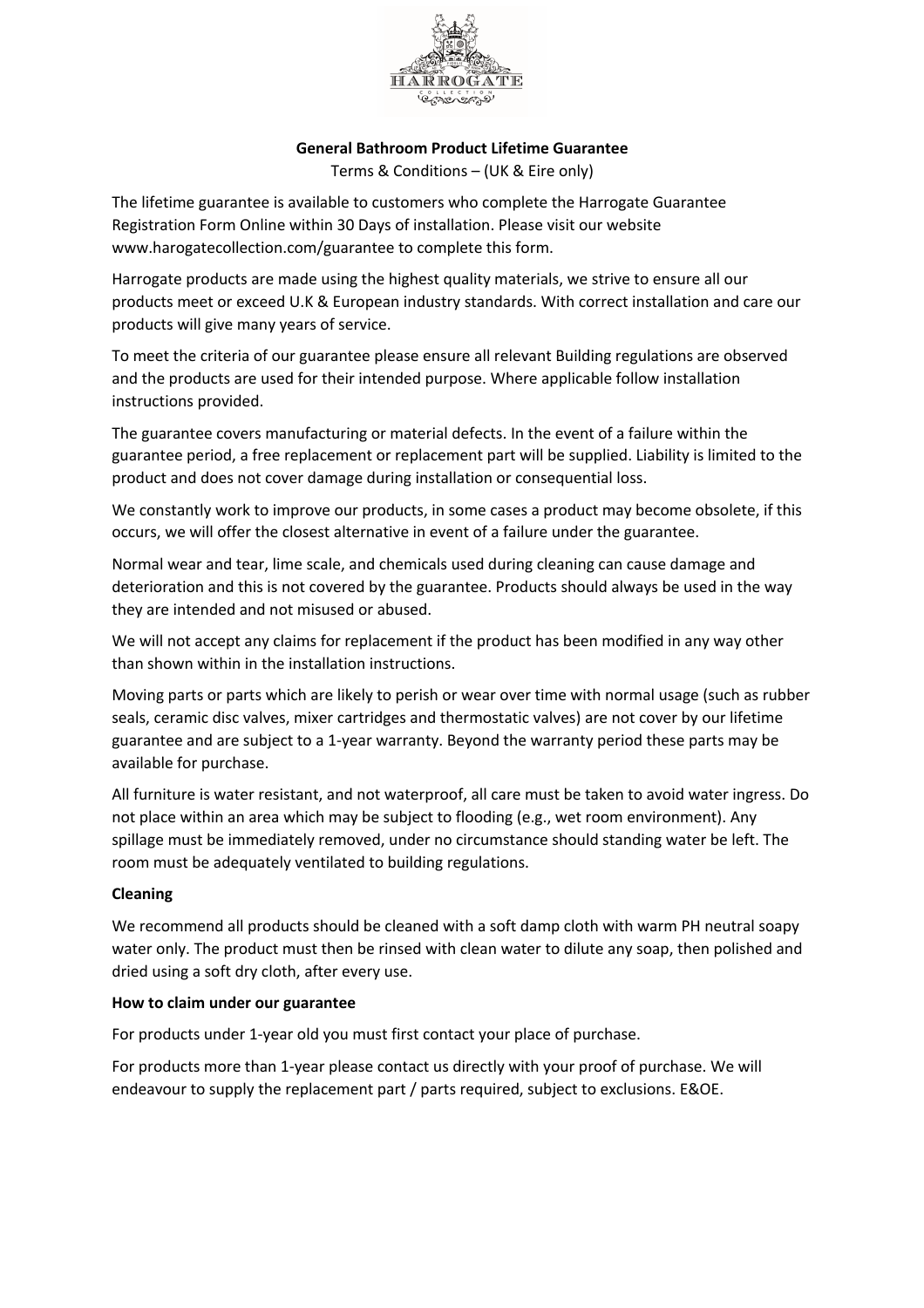# General Bathroom Product Lifetime Guarantee

Terms & Conditions – (UK & Eire only)

The lifetime guarantee is available to customers who complete the Harrogate Guarantee Registration Form Online within 30 Days of installation. Please visit our website www.harogatecollection.com/guarantee to complete this form.

Harrogate products are made using the highest quality materials, we strive to ensure all our products meet or exceed U.K & European industry standards. With correct installation and care our products will give many years of service.

To meet the criteria of our guarantee please ensure all relevant Building regulations are observed and the products are used for their intended purpose. Where applicable follow installation instructions provided.

The guarantee covers manufacturing or material defects. In the event of a failure within the guarantee period, a free replacement or replacement part will be supplied. Liability is limited to the product and does not cover damage during installation or consequential loss.

We constantly work to improve our products, in some cases a product may become obsolete, if this occurs, we will offer the closest alternative in event of a failure under the guarantee.

Normal wear and tear, lime scale, and chemicals used during cleaning can cause damage and deterioration and this is not covered by the guarantee. Products should always be used in the way they are intended and not misused or abused.

We will not accept any claims for replacement if the product has been modified in any way other than shown within in the installation instructions.

Moving parts or parts which are likely to perish or wear over time with normal usage (such as rubber seals, ceramic disc valves, mixer cartridges and thermostatic valves) are not cover by our lifetime guarantee and are subject to a 1-year warranty. Beyond the warranty period these parts may be available for purchase.

All furniture is water resistant, and not waterproof, all care must be taken to avoid water ingress. Do not place within an area which may be subject to flooding (e.g., wet room environment). Any spillage must be immediately removed, under no circumstance should standing water be left. The room must be adequately ventilated to building regulations.

**Cleaning**

We recommend all products should be cleaned with a soft damp cloth with warm PH neutral soapy water only. The product must then be rinsed with clean water to dilute any soap, then polished and dried using a soft dry cloth, after every use.

**How to claim under our guarantee**

For products under 1-year old you must first contact your place of purchase.

For products more than 1-year please contact us directly with your proof of purchase. We will endeavour to supply the replacement part / parts required, subject to exclusions. E&OE.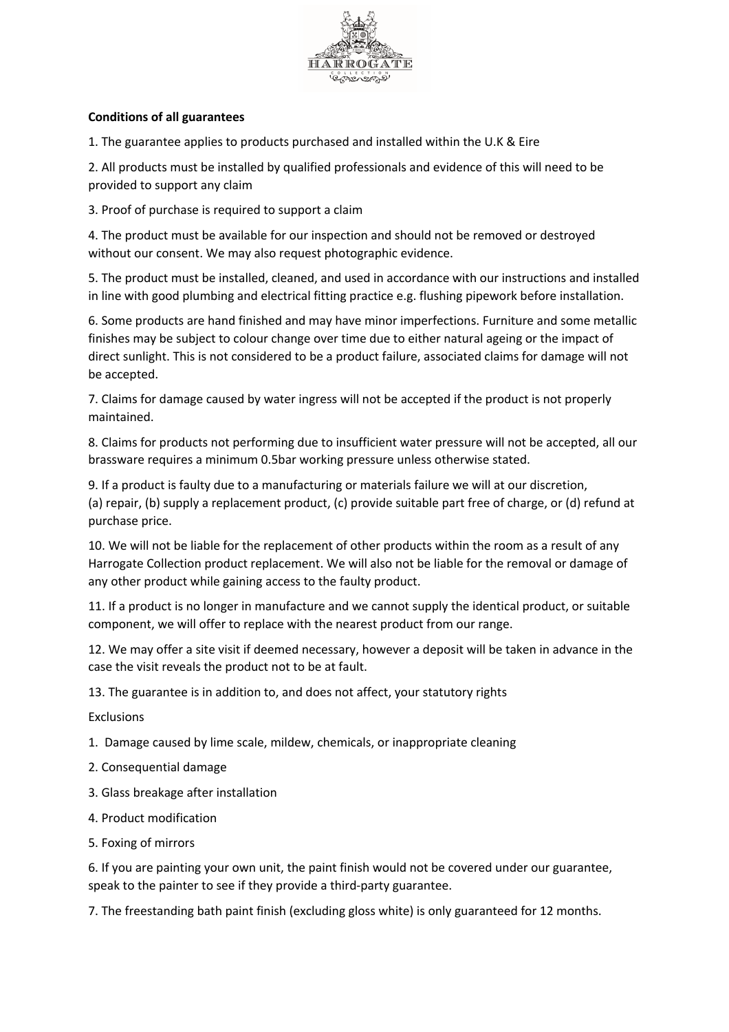**Conditions of all guarantees**

1. The guarantee applies to products purchased and installed within the U.K & Eire

2. All products must be installed by qualified professionals and evidence of this will need to be provided to support any claim

3. Proof of purchase is required to support a claim

4. The product must be available for our inspection and should not be removed or destroyed without our consent. We may also request photographic evidence.

5. The product must be installed, cleaned, and used in accordance with our instructions and installed in line with good plumbing and electrical fitting practice e.g. flushing pipework before installation.

6. Some products are hand finished and may have minor imperfections. Furniture and some metallic finishes may be subject to colour change over time due to either natural ageing or the impact of direct sunlight. This is not considered to be a product failure, associated claims for damage will not be accepted.

7. Claims for damage caused by water ingress will not be accepted if the product is not properly maintained.

8. Claims for products not performing due to insufficient water pressure will not be accepted, all our brassware requires a minimum 0.5bar working pressure unless otherwise stated.

9. If a product is faulty due to a manufacturing or materials failure we will at our discretion, (a) repair, (b) supply a replacement product, (c) provide suitable part free of charge, or (d) refund at purchase price.

10. We will not be liable for the replacement of other products within the room as a result of any Harrogate Collection product replacement. We will also not be liable for the removal or damage of any other product while gaining access to the faulty product.

11. If a product is no longer in manufacture and we cannot supply the identical product, or suitable component, we will offer to replace with the nearest product from our range.

12. We may offer a site visit if deemed necessary, however a deposit will be taken in advance in the case the visit reveals the product not to be at fault.

13. The guarantee is in addition to, and does not affect, your statutory rights

Exclusions

1. Damage caused by lime scale, mildew, chemicals, or inappropriate cleaning

2. Consequential damage

3. Glass breakage after installation

4. Product modification

5. Foxing of mirrors

6. If you are painting your own unit, the paint finish would not be covered under our guarantee, speak to the painter to see if they provide a third-party guarantee.

7. The freestanding bath paint finish (excluding gloss white) is only guaranteed for 12 months.